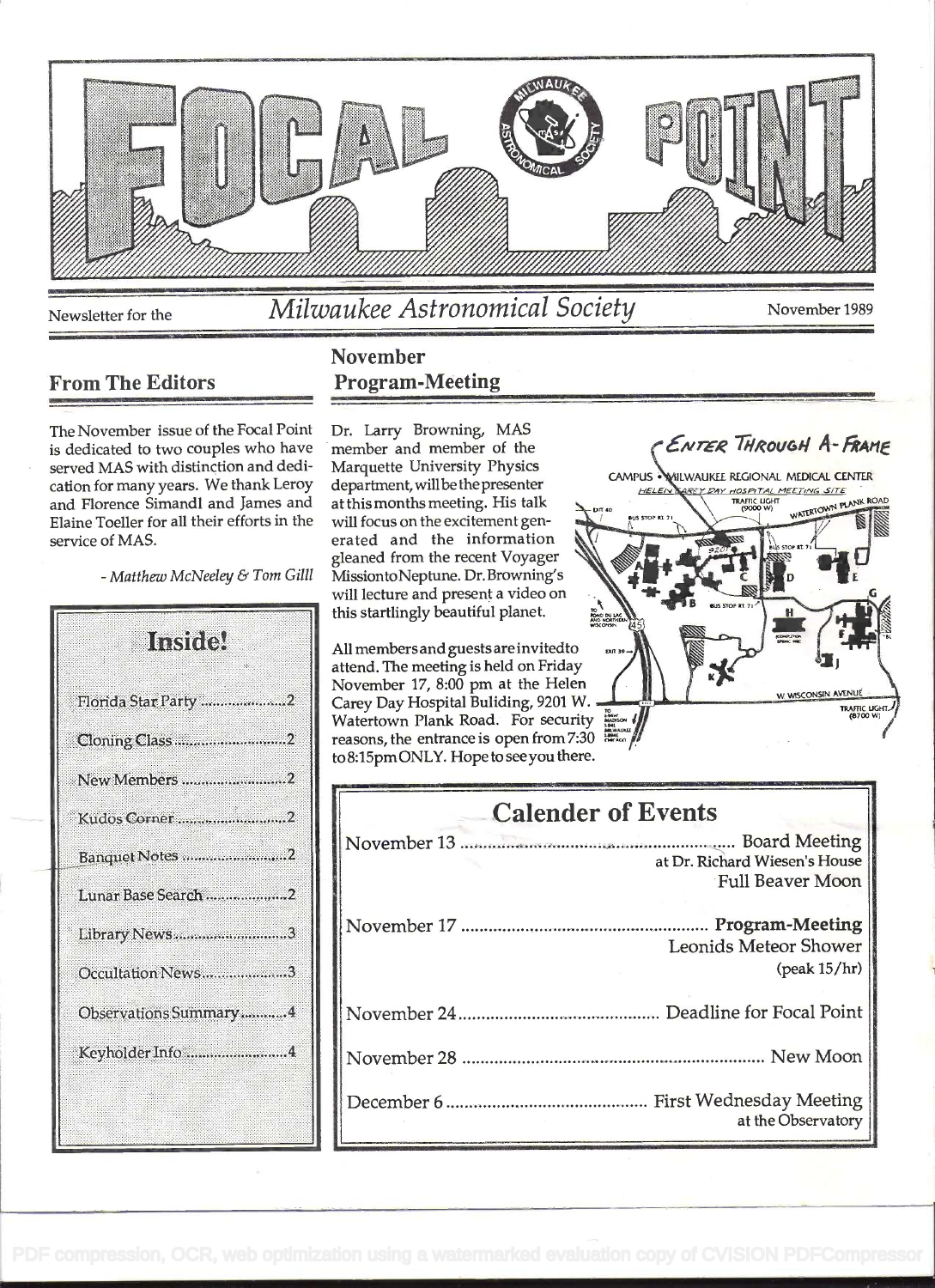# FOCAL POINT

Newsletter for the *Milwaukee Astronomical Society* November 1989

## From The Editors

The November issue of the Focal Point is dedicated to two couples who have served MAS with distinction and dedication for many years. We thank Leroy and Florence Simandl and James and Elaine Toeller for all their efforts in the service of MAS.

*- Matthew McNeeley & Tom Gilll*

## Inside!

- Florida Star Party ....... 2
- Cloning Class ....... 2
- New Members ....... 2
- Kudos Corner ....... 2
- Banquet Notes ....... 2
- Lunar Base Search ....... 2
- Library News ....... 3
- Occultation News ....... 3
- Observations Summary ....... 4
- Keyholder Info ....... 4

## November Program-Meeting

Dr. Larry Browning, MAS member and member of the Marquette University Physics department, will be the presenter at this months meeting. His talk will focus on the excitement generated and the information gleaned from the recent Voyager Mission to Neptune. Dr. Browning's will lecture and present a video on this startlingly beautiful planet.

All members and guests are invited to attend. The meeting is held on Friday November 17, 8:00 pm at the Helen Carey Day Hospital Buliding, 9201 W. Watertown Plank Road. For security reasons, the entrance is open from 7:30 to 8:15pm ONLY. Hope to see you there.

ENTER THROUGH A-FRAME

CAMPUS • MILWAUKEE REGIONAL MEDICAL CENTER
HELEN CAREY DAY HOSPITAL MEETING SITE

## Calender of Events

November 13 ....... Board Meeting
at Dr. Richard Wiesen's House
Full Beaver Moon

November 17 ....... **Program-Meeting**
Leonids Meteor Shower
(peak 15/hr)

November 24 ....... Deadline for Focal Point

November 28 ....... New Moon

December 6 ....... First Wednesday Meeting
at the Observatory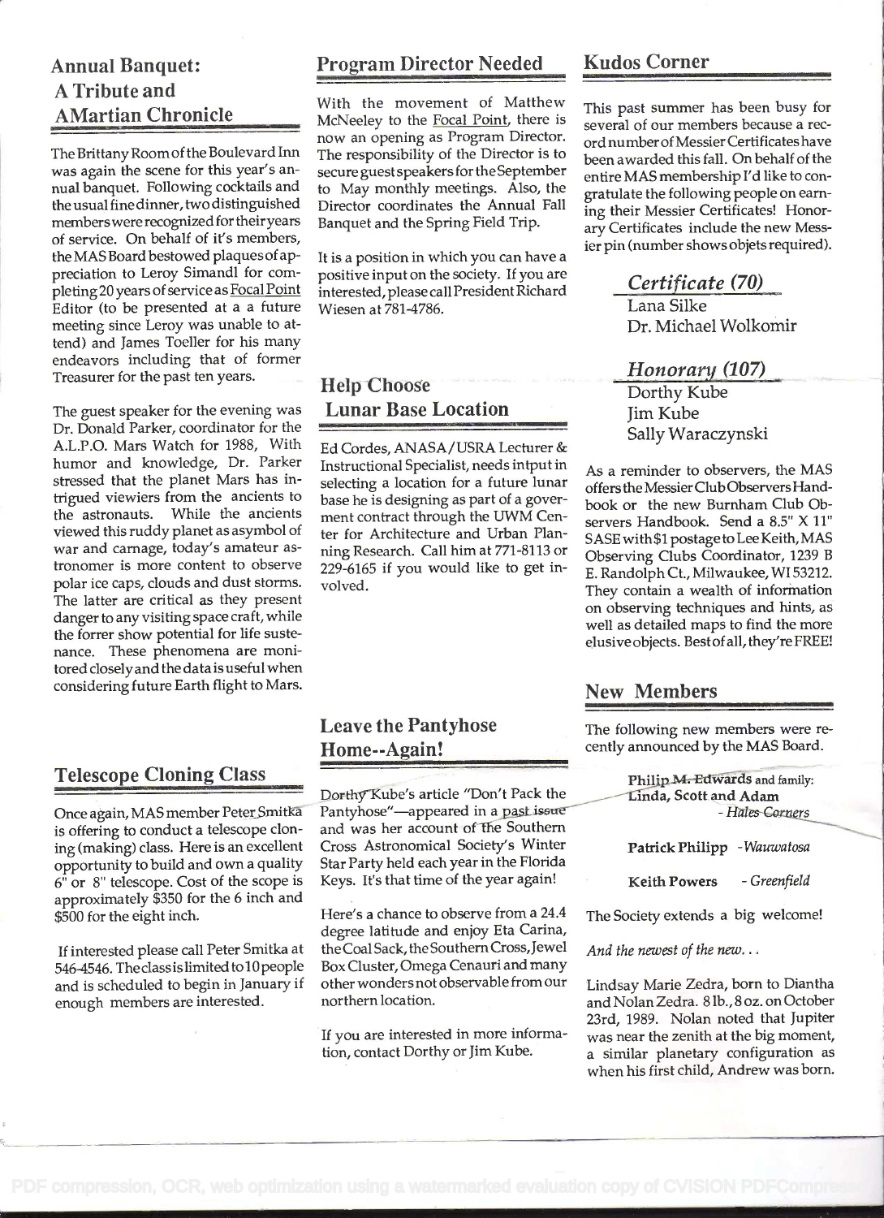## Annual Banquet: A Tribute and AMartian Chronicle

The Brittany Room of the Boulevard Inn was again the scene for this year's annual banquet. Following cocktails and the usual fine dinner, two distinguished members were recognized for their years of service. On behalf of it's members, the MAS Board bestowed plaques of appreciation to Leroy Simandl for completing 20 years of service as Focal Point Editor (to be presented at a a future meeting since Leroy was unable to attend) and James Toeller for his many endeavors including that of former Treasurer for the past ten years.

The guest speaker for the evening was Dr. Donald Parker, coordinator for the A.L.P.O. Mars Watch for 1988, With humor and knowledge, Dr. Parker stressed that the planet Mars has intrigued viewiers from the ancients to the astronauts. While the ancients viewed this ruddy planet as asymbol of war and carnage, today's amateur astronomer is more content to observe polar ice caps, clouds and dust storms. The latter are critical as they present danger to any visiting space craft, while the forrer show potential for life sustenance. These phenomena are monitored closely and the data is useful when considering future Earth flight to Mars.

## Telescope Cloning Class

Once again, MAS member Peter Smitka is offering to conduct a telescope cloning (making) class. Here is an excellent opportunity to build and own a quality 6" or 8" telescope. Cost of the scope is approximately $350 for the 6 inch and $500 for the eight inch.

If interested please call Peter Smitka at 546-4546. The class is limited to 10 people and is scheduled to begin in January if enough members are interested.

## Program Director Needed

With the movement of Matthew McNeeley to the Focal Point, there is now an opening as Program Director. The responsibility of the Director is to secure guest speakers for the September to May monthly meetings. Also, the Director coordinates the Annual Fall Banquet and the Spring Field Trip.

It is a position in which you can have a positive input on the society. If you are interested, please call President Richard Wiesen at 781-4786.

## Help Choose Lunar Base Location

Ed Cordes, ANASA/USRA Lecturer & Instructional Specialist, needs intput in selecting a location for a future lunar base he is designing as part of a goverment contract through the UWM Center for Architecture and Urban Planning Research. Call him at 771-8113 or 229-6165 if you would like to get involved.

## Leave the Pantyhose Home--Again!

Dorthy Kube's article "Don't Pack the Pantyhose"—appeared in a past issue and was her account of the Southern Cross Astronomical Society's Winter Star Party held each year in the Florida Keys. It's that time of the year again!

Here's a chance to observe from a 24.4 degree latitude and enjoy Eta Carina, the Coal Sack, the Southern Cross, Jewel Box Cluster, Omega Cenauri and many other wonders not observable from our northern location.

If you are interested in more information, contact Dorthy or Jim Kube.

## Kudos Corner

This past summer has been busy for several of our members because a record number of Messier Certificates have been awarded this fall. On behalf of the entire MAS membership I'd like to congratulate the following people on earning their Messier Certificates! Honorary Certificates include the new Messier pin (number shows objets required).

*Certificate (70)*

Lana Silke
Dr. Michael Wolkomir

*Honorary (107)*

Dorthy Kube
Jim Kube
Sally Waraczynski

As a reminder to observers, the MAS offers the Messier Club Observers Handbook or the new Burnham Club Observers Handbook. Send a 8.5" X 11" SASE with $1 postage to Lee Keith, MAS Observing Clubs Coordinator, 1239 B E. Randolph Ct., Milwaukee, WI 53212. They contain a wealth of information on observing techniques and hints, as well as detailed maps to find the more elusive objects. Best of all, they're FREE!

## New Members

The following new members were recently announced by the MAS Board.

**Philip M. Edwards** and family: **Linda, Scott and Adam** - *Hales Corners*

**Patrick Philipp** - *Wauwatosa*

**Keith Powers** - *Greenfield*

The Society extends a big welcome!

*And the newest of the new...*

Lindsay Marie Zedra, born to Diantha and Nolan Zedra. 8 lb., 8 oz. on October 23rd, 1989. Nolan noted that Jupiter was near the zenith at the big moment, a similar planetary configuration as when his first child, Andrew was born.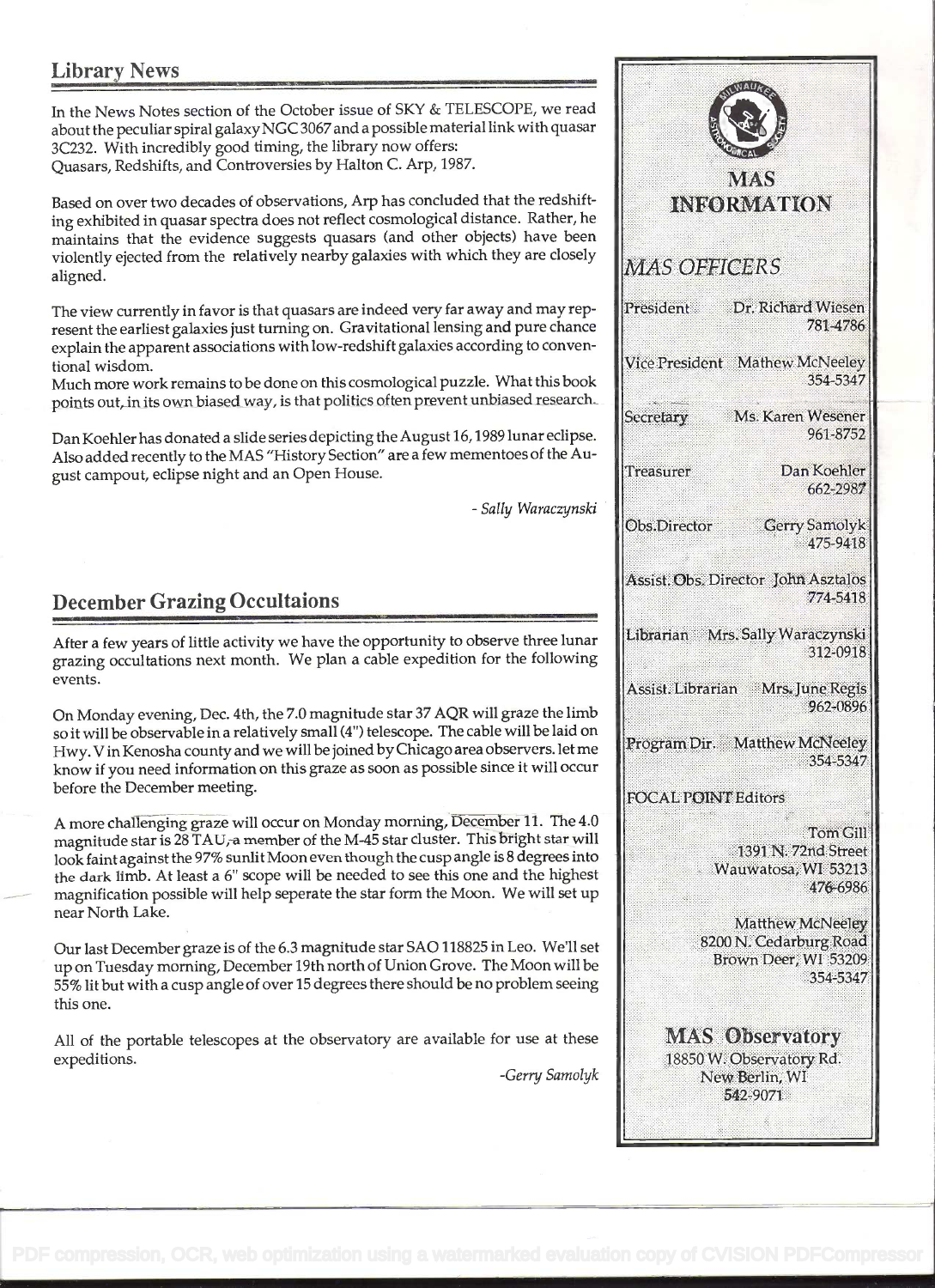## Library News

In the News Notes section of the October issue of SKY & TELESCOPE, we read about the peculiar spiral galaxy NGC 3067 and a possible material link with quasar 3C232. With incredibly good timing, the library now offers:
Quasars, Redshifts, and Controversies by Halton C. Arp, 1987.

Based on over two decades of observations, Arp has concluded that the redshifting exhibited in quasar spectra does not reflect cosmological distance. Rather, he maintains that the evidence suggests quasars (and other objects) have been violently ejected from the relatively nearby galaxies with which they are closely aligned.

The view currently in favor is that quasars are indeed very far away and may represent the earliest galaxies just turning on. Gravitational lensing and pure chance explain the apparent associations with low-redshift galaxies according to conventional wisdom.
Much more work remains to be done on this cosmological puzzle. What this book points out, in its own biased way, is that politics often prevent unbiased research.

Dan Koehler has donated a slide series depicting the August 16, 1989 lunar eclipse. Also added recently to the MAS "History Section" are a few mementoes of the August campout, eclipse night and an Open House.

*- Sally Waraczynski*

## December Grazing Occultaions

After a few years of little activity we have the opportunity to observe three lunar grazing occultations next month. We plan a cable expedition for the following events.

On Monday evening, Dec. 4th, the 7.0 magnitude star 37 AQR will graze the limb so it will be observable in a relatively small (4") telescope. The cable will be laid on Hwy. V in Kenosha county and we will be joined by Chicago area observers. let me know if you need information on this graze as soon as possible since it will occur before the December meeting.

A more challenging graze will occur on Monday morning, December 11. The 4.0 magnitude star is 28 TAU, a member of the M-45 star cluster. This bright star will look faint against the 97% sunlit Moon even though the cusp angle is 8 degrees into the dark limb. At least a 6" scope will be needed to see this one and the highest magnification possible will help seperate the star form the Moon. We will set up near North Lake.

Our last December graze is of the 6.3 magnitude star SAO 118825 in Leo. We'll set up on Tuesday morning, December 19th north of Union Grove. The Moon will be 55% lit but with a cusp angle of over 15 degrees there should be no problem seeing this one.

All of the portable telescopes at the observatory are available for use at these expeditions.

*-Gerry Samolyk*

## MAS INFORMATION

### *MAS OFFICERS*

President — Dr. Richard Wiesen — 781-4786

Vice President — Mathew McNeeley — 354-5347

Secretary — Ms. Karen Wesener — 961-8752

Treasurer — Dan Koehler — 662-2987

Obs.Director — Gerry Samolyk — 475-9418

Assist. Obs. Director — John Asztalos — 774-5418

Librarian — Mrs. Sally Waraczynski — 312-0918

Assist. Librarian — Mrs. June Regis — 962-0896

Program Dir. — Matthew McNeeley — 354-5347

FOCAL POINT Editors

Tom Gill
1391 N. 72nd Street
Wauwatosa, WI 53213
476-6986

Matthew McNeeley
8200 N. Cedarburg Road
Brown Deer, WI 53209
354-5347

### MAS Observatory

18850 W. Observatory Rd.
New Berlin, WI
542-9071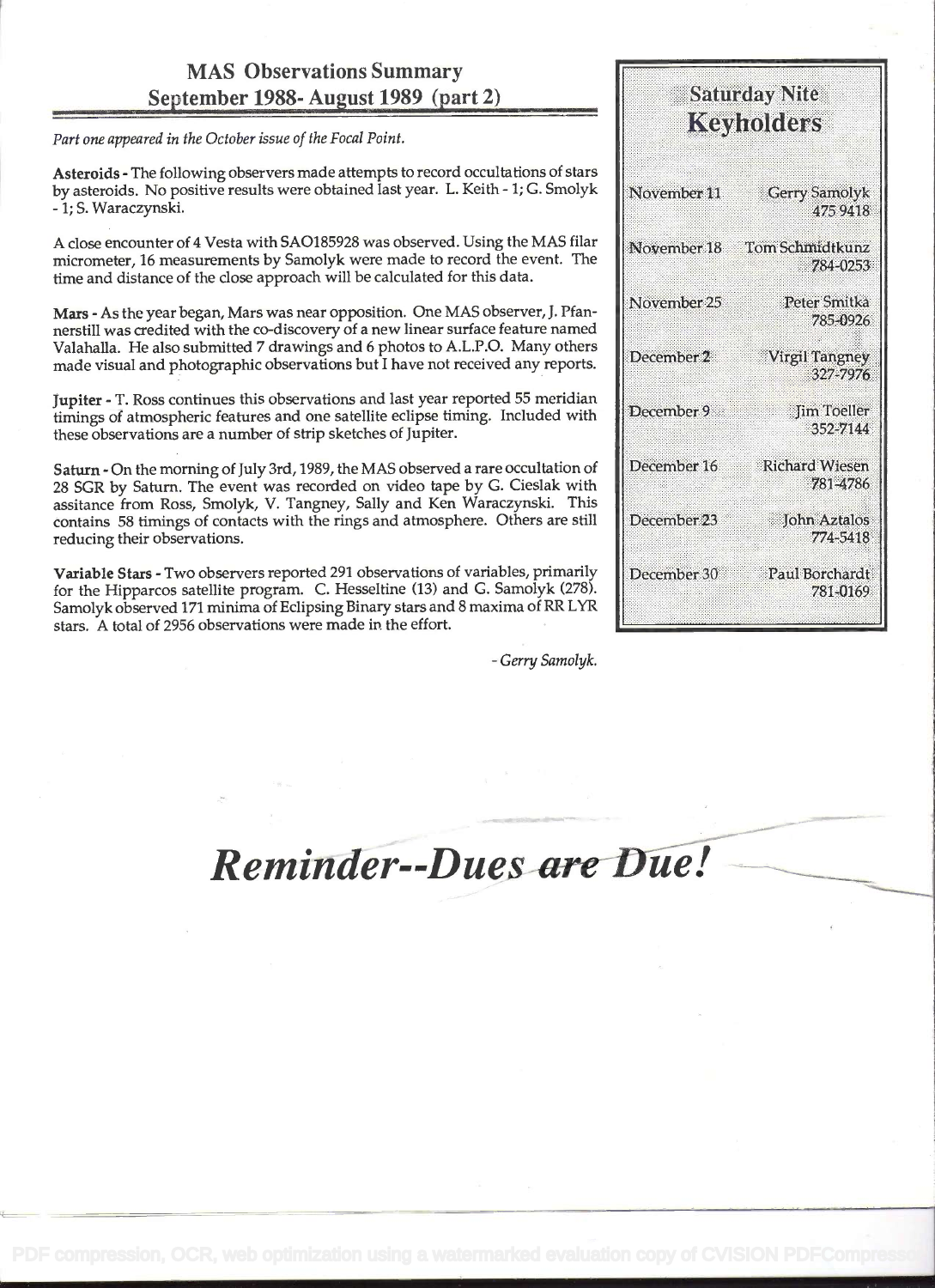## MAS Observations Summary September 1988- August 1989 (part 2)

*Part one appeared in the October issue of the Focal Point.*

**Asteroids** - The following observers made attempts to record occultations of stars by asteroids. No positive results were obtained last year. L. Keith - 1; G. Smolyk - 1; S. Waraczynski.

A close encounter of 4 Vesta with SAO185928 was observed. Using the MAS filar micrometer, 16 measurements by Samolyk were made to record the event. The time and distance of the close approach will be calculated for this data.

**Mars** - As the year began, Mars was near opposition. One MAS observer, J. Pfannerstill was credited with the co-discovery of a new linear surface feature named Valahalla. He also submitted 7 drawings and 6 photos to A.L.P.O. Many others made visual and photographic observations but I have not received any reports.

**Jupiter** - T. Ross continues this observations and last year reported 55 meridian timings of atmospheric features and one satellite eclipse timing. Included with these observations are a number of strip sketches of Jupiter.

**Saturn** - On the morning of July 3rd, 1989, the MAS observed a rare occultation of 28 SGR by Saturn. The event was recorded on video tape by G. Cieslak with assitance from Ross, Smolyk, V. Tangney, Sally and Ken Waraczynski. This contains 58 timings of contacts with the rings and atmosphere. Others are still reducing their observations.

**Variable Stars** - Two observers reported 291 observations of variables, primarily for the Hipparcos satellite program. C. Hesseltine (13) and G. Samolyk (278). Samolyk observed 171 minima of Eclipsing Binary stars and 8 maxima of RR LYR stars. A total of 2956 observations were made in the effort.

*- Gerry Samolyk.*

## Saturday Nite Keyholders

| | |
|---|---|
| November 11 | Gerry Samolyk 475 9418 |
| November 18 | Tom Schmidtkunz 784-0253 |
| November 25 | Peter Smitka 785-0926 |
| December 2 | Virgil Tangney 327-7976 |
| December 9 | Jim Toeller 352-7144 |
| December 16 | Richard Wiesen 781-4786 |
| December 23 | John Aztalos 774-5418 |
| December 30 | Paul Borchardt 781-0169 |

# *Reminder--Dues are Due!*